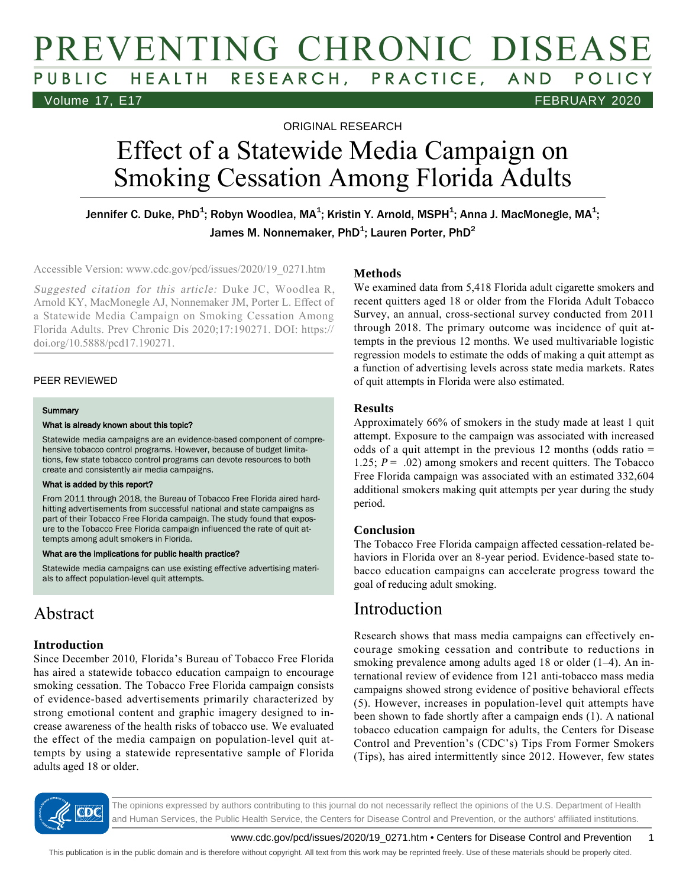ORIGINAL RESEARCH

# Effect of a Statewide Media Campaign on Smoking Cessation Among Florida Adults

Jennifer C. Duke, PhD[1]; Robyn Woodlea, MA[1]; Kristin Y. Arnold, MSPH[1]; Anna J. MacMonegle, MA[1]; James M. Nonnemaker, PhD[1]; Lauren Porter, PhD[2]

Accessible Version: www.cdc.gov/pcd/issues/2020/19_0271.htm

*Suggested citation for this article:* Duke JC, Woodlea R, Arnold KY, MacMonegle AJ, Nonnemaker JM, Porter L. Effect of a Statewide Media Campaign on Smoking Cessation Among Florida Adults. Prev Chronic Dis 2020;17:190271. DOI: https://doi.org/10.5888/pcd17.190271.

PEER REVIEWED

**Summary**

**What is already known about this topic?**

Statewide media campaigns are an evidence-based component of comprehensive tobacco control programs. However, because of budget limitations, few state tobacco control programs can devote resources to both create and consistently air media campaigns.

**What is added by this report?**

From 2011 through 2018, the Bureau of Tobacco Free Florida aired hard-hitting advertisements from successful national and state campaigns as part of their Tobacco Free Florida campaign. The study found that exposure to the Tobacco Free Florida campaign influenced the rate of quit attempts among adult smokers in Florida.

**What are the implications for public health practice?**

Statewide media campaigns can use existing effective advertising materials to affect population-level quit attempts.

## Abstract

### Introduction

Since December 2010, Florida's Bureau of Tobacco Free Florida has aired a statewide tobacco education campaign to encourage smoking cessation. The Tobacco Free Florida campaign consists of evidence-based advertisements primarily characterized by strong emotional content and graphic imagery designed to increase awareness of the health risks of tobacco use. We evaluated the effect of the media campaign on population-level quit attempts by using a statewide representative sample of Florida adults aged 18 or older.

### Methods

We examined data from 5,418 Florida adult cigarette smokers and recent quitters aged 18 or older from the Florida Adult Tobacco Survey, an annual, cross-sectional survey conducted from 2011 through 2018. The primary outcome was incidence of quit attempts in the previous 12 months. We used multivariable logistic regression models to estimate the odds of making a quit attempt as a function of advertising levels across state media markets. Rates of quit attempts in Florida were also estimated.

### Results

Approximately 66% of smokers in the study made at least 1 quit attempt. Exposure to the campaign was associated with increased odds of a quit attempt in the previous 12 months (odds ratio = 1.25; $P = .02$) among smokers and recent quitters. The Tobacco Free Florida campaign was associated with an estimated 332,604 additional smokers making quit attempts per year during the study period.

### Conclusion

The Tobacco Free Florida campaign affected cessation-related behaviors in Florida over an 8-year period. Evidence-based state tobacco education campaigns can accelerate progress toward the goal of reducing adult smoking.

## Introduction

Research shows that mass media campaigns can effectively encourage smoking cessation and contribute to reductions in smoking prevalence among adults aged 18 or older (1–4). An international review of evidence from 121 anti-tobacco mass media campaigns showed strong evidence of positive behavioral effects (5). However, increases in population-level quit attempts have been shown to fade shortly after a campaign ends (1). A national tobacco education campaign for adults, the Centers for Disease Control and Prevention's (CDC's) Tips From Former Smokers (Tips), has aired intermittently since 2012. However, few states

The opinions expressed by authors contributing to this journal do not necessarily reflect the opinions of the U.S. Department of Health and Human Services, the Public Health Service, the Centers for Disease Control and Prevention, or the authors' affiliated institutions.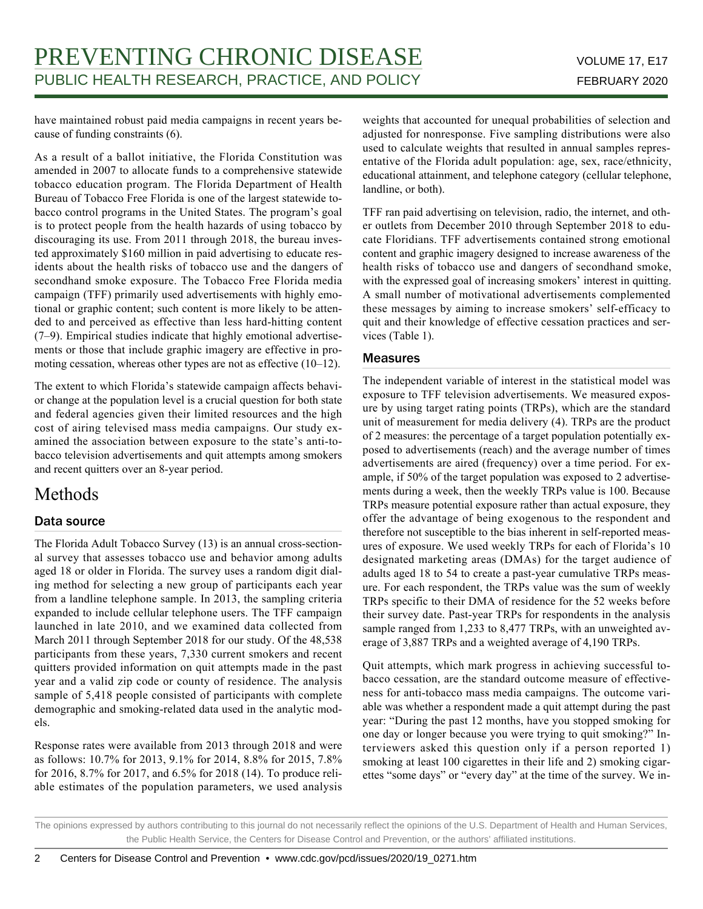have maintained robust paid media campaigns in recent years because of funding constraints (6).

As a result of a ballot initiative, the Florida Constitution was amended in 2007 to allocate funds to a comprehensive statewide tobacco education program. The Florida Department of Health Bureau of Tobacco Free Florida is one of the largest statewide tobacco control programs in the United States. The program's goal is to protect people from the health hazards of using tobacco by discouraging its use. From 2011 through 2018, the bureau invested approximately $160 million in paid advertising to educate residents about the health risks of tobacco use and the dangers of secondhand smoke exposure. The Tobacco Free Florida media campaign (TFF) primarily used advertisements with highly emotional or graphic content; such content is more likely to be attended to and perceived as effective than less hard-hitting content (7–9). Empirical studies indicate that highly emotional advertisements or those that include graphic imagery are effective in promoting cessation, whereas other types are not as effective (10–12).

The extent to which Florida's statewide campaign affects behavior change at the population level is a crucial question for both state and federal agencies given their limited resources and the high cost of airing televised mass media campaigns. Our study examined the association between exposure to the state's anti-tobacco television advertisements and quit attempts among smokers and recent quitters over an 8-year period.

# Methods

## Data source

The Florida Adult Tobacco Survey (13) is an annual cross-sectional survey that assesses tobacco use and behavior among adults aged 18 or older in Florida. The survey uses a random digit dialing method for selecting a new group of participants each year from a landline telephone sample. In 2013, the sampling criteria expanded to include cellular telephone users. The TFF campaign launched in late 2010, and we examined data collected from March 2011 through September 2018 for our study. Of the 48,538 participants from these years, 7,330 current smokers and recent quitters provided information on quit attempts made in the past year and a valid zip code or county of residence. The analysis sample of 5,418 people consisted of participants with complete demographic and smoking-related data used in the analytic models.

Response rates were available from 2013 through 2018 and were as follows: 10.7% for 2013, 9.1% for 2014, 8.8% for 2015, 7.8% for 2016, 8.7% for 2017, and 6.5% for 2018 (14). To produce reliable estimates of the population parameters, we used analysis weights that accounted for unequal probabilities of selection and adjusted for nonresponse. Five sampling distributions were also used to calculate weights that resulted in annual samples representative of the Florida adult population: age, sex, race/ethnicity, educational attainment, and telephone category (cellular telephone, landline, or both).

TFF ran paid advertising on television, radio, the internet, and other outlets from December 2010 through September 2018 to educate Floridians. TFF advertisements contained strong emotional content and graphic imagery designed to increase awareness of the health risks of tobacco use and dangers of secondhand smoke, with the expressed goal of increasing smokers' interest in quitting. A small number of motivational advertisements complemented these messages by aiming to increase smokers' self-efficacy to quit and their knowledge of effective cessation practices and services (Table 1).

## Measures

The independent variable of interest in the statistical model was exposure to TFF television advertisements. We measured exposure by using target rating points (TRPs), which are the standard unit of measurement for media delivery (4). TRPs are the product of 2 measures: the percentage of a target population potentially exposed to advertisements (reach) and the average number of times advertisements are aired (frequency) over a time period. For example, if 50% of the target population was exposed to 2 advertisements during a week, then the weekly TRPs value is 100. Because TRPs measure potential exposure rather than actual exposure, they offer the advantage of being exogenous to the respondent and therefore not susceptible to the bias inherent in self-reported measures of exposure. We used weekly TRPs for each of Florida's 10 designated marketing areas (DMAs) for the target audience of adults aged 18 to 54 to create a past-year cumulative TRPs measure. For each respondent, the TRPs value was the sum of weekly TRPs specific to their DMA of residence for the 52 weeks before their survey date. Past-year TRPs for respondents in the analysis sample ranged from 1,233 to 8,477 TRPs, with an unweighted average of 3,887 TRPs and a weighted average of 4,190 TRPs.

Quit attempts, which mark progress in achieving successful tobacco cessation, are the standard outcome measure of effectiveness for anti-tobacco mass media campaigns. The outcome variable was whether a respondent made a quit attempt during the past year: "During the past 12 months, have you stopped smoking for one day or longer because you were trying to quit smoking?" Interviewers asked this question only if a person reported 1) smoking at least 100 cigarettes in their life and 2) smoking cigarettes "some days" or "every day" at the time of the survey. We in-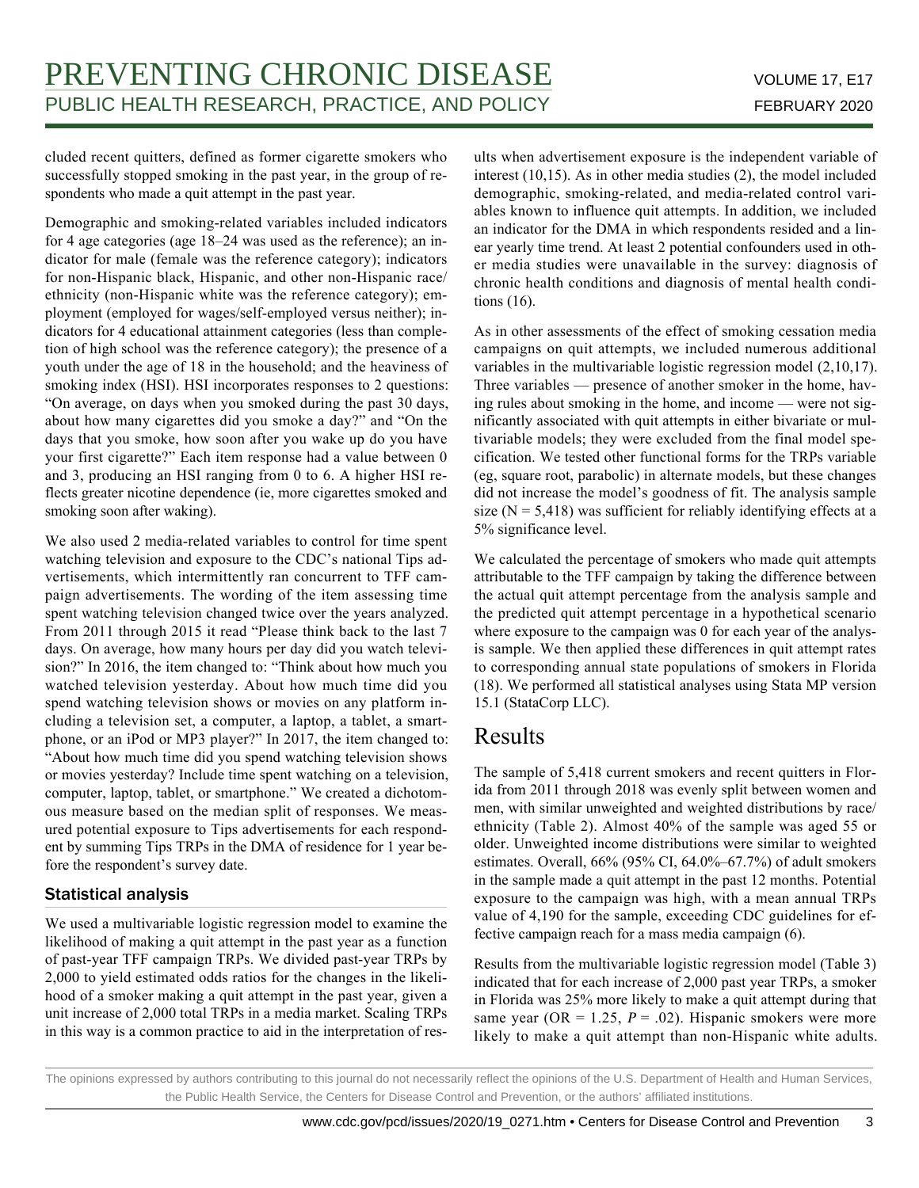cluded recent quitters, defined as former cigarette smokers who successfully stopped smoking in the past year, in the group of respondents who made a quit attempt in the past year.

Demographic and smoking-related variables included indicators for 4 age categories (age 18–24 was used as the reference); an indicator for male (female was the reference category); indicators for non-Hispanic black, Hispanic, and other non-Hispanic race/ethnicity (non-Hispanic white was the reference category); employment (employed for wages/self-employed versus neither); indicators for 4 educational attainment categories (less than completion of high school was the reference category); the presence of a youth under the age of 18 in the household; and the heaviness of smoking index (HSI). HSI incorporates responses to 2 questions: "On average, on days when you smoked during the past 30 days, about how many cigarettes did you smoke a day?" and "On the days that you smoke, how soon after you wake up do you have your first cigarette?" Each item response had a value between 0 and 3, producing an HSI ranging from 0 to 6. A higher HSI reflects greater nicotine dependence (ie, more cigarettes smoked and smoking soon after waking).

We also used 2 media-related variables to control for time spent watching television and exposure to the CDC's national Tips advertisements, which intermittently ran concurrent to TFF campaign advertisements. The wording of the item assessing time spent watching television changed twice over the years analyzed. From 2011 through 2015 it read "Please think back to the last 7 days. On average, how many hours per day did you watch television?" In 2016, the item changed to: "Think about how much you watched television yesterday. About how much time did you spend watching television shows or movies on any platform including a television set, a computer, a laptop, a tablet, a smartphone, or an iPod or MP3 player?" In 2017, the item changed to: "About how much time did you spend watching television shows or movies yesterday? Include time spent watching on a television, computer, laptop, tablet, or smartphone." We created a dichotomous measure based on the median split of responses. We measured potential exposure to Tips advertisements for each respondent by summing Tips TRPs in the DMA of residence for 1 year before the respondent's survey date.

### Statistical analysis

We used a multivariable logistic regression model to examine the likelihood of making a quit attempt in the past year as a function of past-year TFF campaign TRPs. We divided past-year TRPs by 2,000 to yield estimated odds ratios for the changes in the likelihood of a smoker making a quit attempt in the past year, given a unit increase of 2,000 total TRPs in a media market. Scaling TRPs in this way is a common practice to aid in the interpretation of results when advertisement exposure is the independent variable of interest (10,15). As in other media studies (2), the model included demographic, smoking-related, and media-related control variables known to influence quit attempts. In addition, we included an indicator for the DMA in which respondents resided and a linear yearly time trend. At least 2 potential confounders used in other media studies were unavailable in the survey: diagnosis of chronic health conditions and diagnosis of mental health conditions (16).

As in other assessments of the effect of smoking cessation media campaigns on quit attempts, we included numerous additional variables in the multivariable logistic regression model (2,10,17). Three variables — presence of another smoker in the home, having rules about smoking in the home, and income — were not significantly associated with quit attempts in either bivariate or multivariable models; they were excluded from the final model specification. We tested other functional forms for the TRPs variable (eg, square root, parabolic) in alternate models, but these changes did not increase the model's goodness of fit. The analysis sample size (N = 5,418) was sufficient for reliably identifying effects at a 5% significance level.

We calculated the percentage of smokers who made quit attempts attributable to the TFF campaign by taking the difference between the actual quit attempt percentage from the analysis sample and the predicted quit attempt percentage in a hypothetical scenario where exposure to the campaign was 0 for each year of the analysis sample. We then applied these differences in quit attempt rates to corresponding annual state populations of smokers in Florida (18). We performed all statistical analyses using Stata MP version 15.1 (StataCorp LLC).

## Results

The sample of 5,418 current smokers and recent quitters in Florida from 2011 through 2018 was evenly split between women and men, with similar unweighted and weighted distributions by race/ethnicity (Table 2). Almost 40% of the sample was aged 55 or older. Unweighted income distributions were similar to weighted estimates. Overall, 66% (95% CI, 64.0%–67.7%) of adult smokers in the sample made a quit attempt in the past 12 months. Potential exposure to the campaign was high, with a mean annual TRPs value of 4,190 for the sample, exceeding CDC guidelines for effective campaign reach for a mass media campaign (6).

Results from the multivariable logistic regression model (Table 3) indicated that for each increase of 2,000 past year TRPs, a smoker in Florida was 25% more likely to make a quit attempt during that same year (OR = 1.25, $P$ = .02). Hispanic smokers were more likely to make a quit attempt than non-Hispanic white adults.

The opinions expressed by authors contributing to this journal do not necessarily reflect the opinions of the U.S. Department of Health and Human Services, the Public Health Service, the Centers for Disease Control and Prevention, or the authors' affiliated institutions.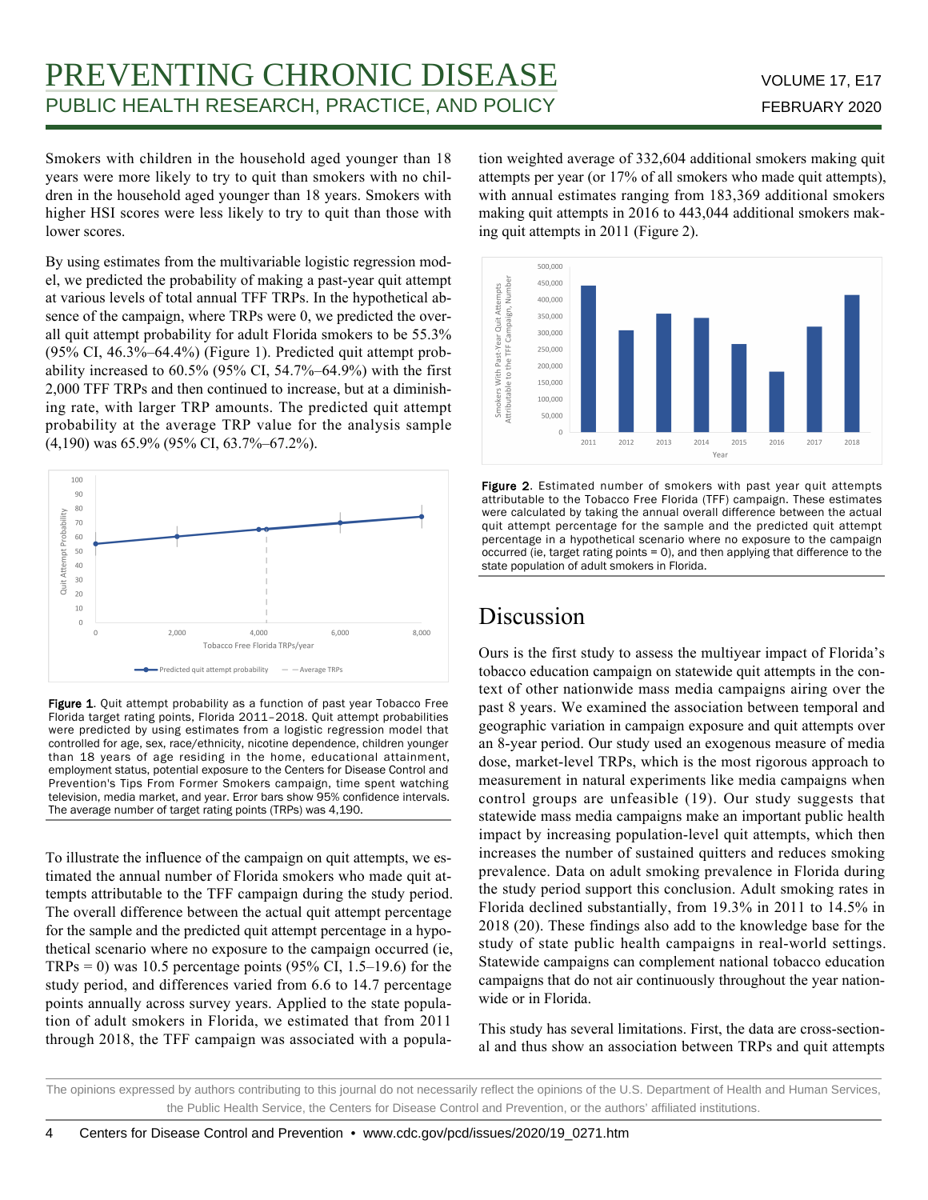Smokers with children in the household aged younger than 18 years were more likely to try to quit than smokers with no children in the household aged younger than 18 years. Smokers with higher HSI scores were less likely to try to quit than those with lower scores.

By using estimates from the multivariable logistic regression model, we predicted the probability of making a past-year quit attempt at various levels of total annual TFF TRPs. In the hypothetical absence of the campaign, where TRPs were 0, we predicted the overall quit attempt probability for adult Florida smokers to be 55.3% (95% CI, 46.3%–64.4%) (Figure 1). Predicted quit attempt probability increased to 60.5% (95% CI, 54.7%–64.9%) with the first 2,000 TFF TRPs and then continued to increase, but at a diminishing rate, with larger TRP amounts. The predicted quit attempt probability at the average TRP value for the analysis sample (4,190) was 65.9% (95% CI, 63.7%–67.2%).

**Figure 1.** Quit attempt probability as a function of past year Tobacco Free Florida target rating points, Florida 2011–2018. Quit attempt probabilities were predicted by using estimates from a logistic regression model that controlled for age, sex, race/ethnicity, nicotine dependence, children younger than 18 years of age residing in the home, educational attainment, employment status, potential exposure to the Centers for Disease Control and Prevention's Tips From Former Smokers campaign, time spent watching television, media market, and year. Error bars show 95% confidence intervals. The average number of target rating points (TRPs) was 4,190.

To illustrate the influence of the campaign on quit attempts, we estimated the annual number of Florida smokers who made quit attempts attributable to the TFF campaign during the study period. The overall difference between the actual quit attempt percentage for the sample and the predicted quit attempt percentage in a hypothetical scenario where no exposure to the campaign occurred (ie, TRPs = 0) was 10.5 percentage points (95% CI, 1.5–19.6) for the study period, and differences varied from 6.6 to 14.7 percentage points annually across survey years. Applied to the state population of adult smokers in Florida, we estimated that from 2011 through 2018, the TFF campaign was associated with a population weighted average of 332,604 additional smokers making quit attempts per year (or 17% of all smokers who made quit attempts), with annual estimates ranging from 183,369 additional smokers making quit attempts in 2016 to 443,044 additional smokers making quit attempts in 2011 (Figure 2).

**Figure 2.** Estimated number of smokers with past year quit attempts attributable to the Tobacco Free Florida (TFF) campaign. These estimates were calculated by taking the annual overall difference between the actual quit attempt percentage for the sample and the predicted quit attempt percentage in a hypothetical scenario where no exposure to the campaign occurred (ie, target rating points = 0), and then applying that difference to the state population of adult smokers in Florida.

## Discussion

Ours is the first study to assess the multiyear impact of Florida's tobacco education campaign on statewide quit attempts in the context of other nationwide mass media campaigns airing over the past 8 years. We examined the association between temporal and geographic variation in campaign exposure and quit attempts over an 8-year period. Our study used an exogenous measure of media dose, market-level TRPs, which is the most rigorous approach to measurement in natural experiments like media campaigns when control groups are unfeasible (19). Our study suggests that statewide mass media campaigns make an important public health impact by increasing population-level quit attempts, which then increases the number of sustained quitters and reduces smoking prevalence. Data on adult smoking prevalence in Florida during the study period support this conclusion. Adult smoking rates in Florida declined substantially, from 19.3% in 2011 to 14.5% in 2018 (20). These findings also add to the knowledge base for the study of state public health campaigns in real-world settings. Statewide campaigns can complement national tobacco education campaigns that do not air continuously throughout the year nationwide or in Florida.

This study has several limitations. First, the data are cross-sectional and thus show an association between TRPs and quit attempts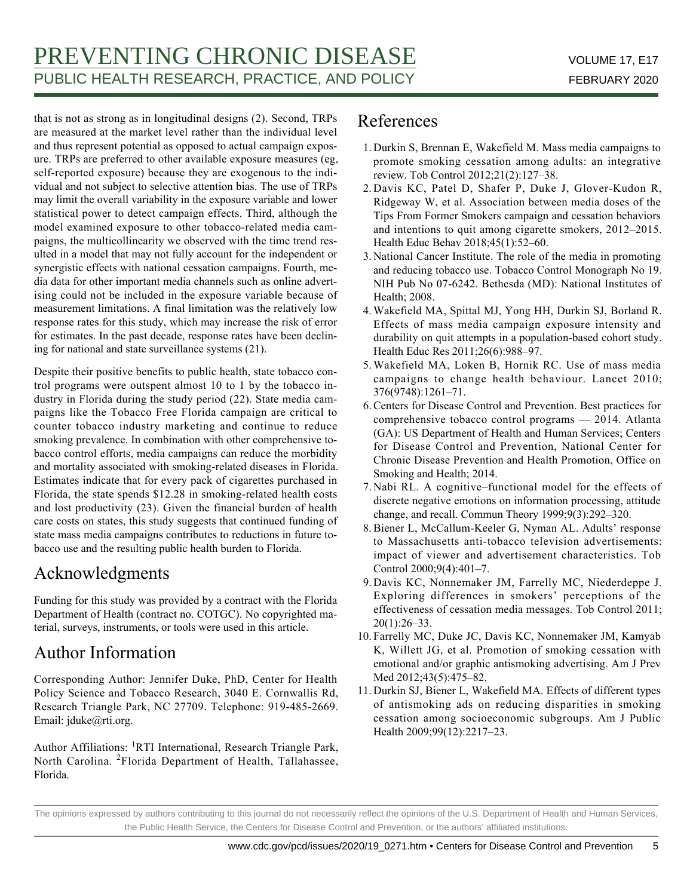that is not as strong as in longitudinal designs (2). Second, TRPs are measured at the market level rather than the individual level and thus represent potential as opposed to actual campaign exposure. TRPs are preferred to other available exposure measures (eg, self-reported exposure) because they are exogenous to the individual and not subject to selective attention bias. The use of TRPs may limit the overall variability in the exposure variable and lower statistical power to detect campaign effects. Third, although the model examined exposure to other tobacco-related media campaigns, the multicollinearity we observed with the time trend resulted in a model that may not fully account for the independent or synergistic effects with national cessation campaigns. Fourth, media data for other important media channels such as online advertising could not be included in the exposure variable because of measurement limitations. A final limitation was the relatively low response rates for this study, which may increase the risk of error for estimates. In the past decade, response rates have been declining for national and state surveillance systems (21).

Despite their positive benefits to public health, state tobacco control programs were outspent almost 10 to 1 by the tobacco industry in Florida during the study period (22). State media campaigns like the Tobacco Free Florida campaign are critical to counter tobacco industry marketing and continue to reduce smoking prevalence. In combination with other comprehensive tobacco control efforts, media campaigns can reduce the morbidity and mortality associated with smoking-related diseases in Florida. Estimates indicate that for every pack of cigarettes purchased in Florida, the state spends $12.28 in smoking-related health costs and lost productivity (23). Given the financial burden of health care costs on states, this study suggests that continued funding of state mass media campaigns contributes to reductions in future tobacco use and the resulting public health burden to Florida.

## Acknowledgments

Funding for this study was provided by a contract with the Florida Department of Health (contract no. COTGC). No copyrighted material, surveys, instruments, or tools were used in this article.

## Author Information

Corresponding Author: Jennifer Duke, PhD, Center for Health Policy Science and Tobacco Research, 3040 E. Cornwallis Rd, Research Triangle Park, NC 27709. Telephone: 919-485-2669. Email: jduke@rti.org.

Author Affiliations: [1]RTI International, Research Triangle Park, North Carolina. [2]Florida Department of Health, Tallahassee, Florida.

## References

1. Durkin S, Brennan E, Wakefield M. Mass media campaigns to promote smoking cessation among adults: an integrative review. Tob Control 2012;21(2):127–38.
2. Davis KC, Patel D, Shafer P, Duke J, Glover-Kudon R, Ridgeway W, et al. Association between media doses of the Tips From Former Smokers campaign and cessation behaviors and intentions to quit among cigarette smokers, 2012–2015. Health Educ Behav 2018;45(1):52–60.
3. National Cancer Institute. The role of the media in promoting and reducing tobacco use. Tobacco Control Monograph No 19. NIH Pub No 07-6242. Bethesda (MD): National Institutes of Health; 2008.
4. Wakefield MA, Spittal MJ, Yong HH, Durkin SJ, Borland R. Effects of mass media campaign exposure intensity and durability on quit attempts in a population-based cohort study. Health Educ Res 2011;26(6):988–97.
5. Wakefield MA, Loken B, Hornik RC. Use of mass media campaigns to change health behaviour. Lancet 2010; 376(9748):1261–71.
6. Centers for Disease Control and Prevention. Best practices for comprehensive tobacco control programs — 2014. Atlanta (GA): US Department of Health and Human Services; Centers for Disease Control and Prevention, National Center for Chronic Disease Prevention and Health Promotion, Office on Smoking and Health; 2014.
7. Nabi RL. A cognitive–functional model for the effects of discrete negative emotions on information processing, attitude change, and recall. Commun Theory 1999;9(3):292–320.
8. Biener L, McCallum-Keeler G, Nyman AL. Adults' response to Massachusetts anti-tobacco television advertisements: impact of viewer and advertisement characteristics. Tob Control 2000;9(4):401–7.
9. Davis KC, Nonnemaker JM, Farrelly MC, Niederdeppe J. Exploring differences in smokers' perceptions of the effectiveness of cessation media messages. Tob Control 2011; 20(1):26–33.
10. Farrelly MC, Duke JC, Davis KC, Nonnemaker JM, Kamyab K, Willett JG, et al. Promotion of smoking cessation with emotional and/or graphic antismoking advertising. Am J Prev Med 2012;43(5):475–82.
11. Durkin SJ, Biener L, Wakefield MA. Effects of different types of antismoking ads on reducing disparities in smoking cessation among socioeconomic subgroups. Am J Public Health 2009;99(12):2217–23.

The opinions expressed by authors contributing to this journal do not necessarily reflect the opinions of the U.S. Department of Health and Human Services, the Public Health Service, the Centers for Disease Control and Prevention, or the authors' affiliated institutions.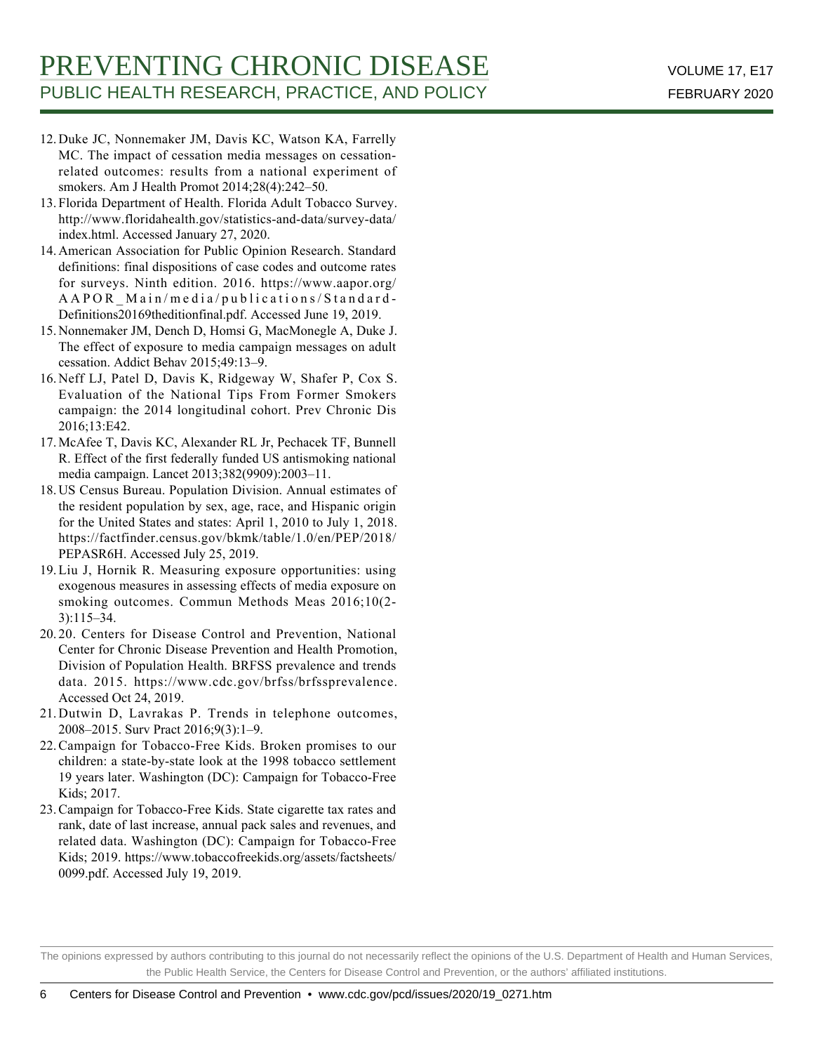12. Duke JC, Nonnemaker JM, Davis KC, Watson KA, Farrelly MC. The impact of cessation media messages on cessation-related outcomes: results from a national experiment of smokers. Am J Health Promot 2014;28(4):242–50.
13. Florida Department of Health. Florida Adult Tobacco Survey. http://www.floridahealth.gov/statistics-and-data/survey-data/index.html. Accessed January 27, 2020.
14. American Association for Public Opinion Research. Standard definitions: final dispositions of case codes and outcome rates for surveys. Ninth edition. 2016. https://www.aapor.org/AAPOR_Main/media/publications/Standard-Definitions20169theditionfinal.pdf. Accessed June 19, 2019.
15. Nonnemaker JM, Dench D, Homsi G, MacMonegle A, Duke J. The effect of exposure to media campaign messages on adult cessation. Addict Behav 2015;49:13–9.
16. Neff LJ, Patel D, Davis K, Ridgeway W, Shafer P, Cox S. Evaluation of the National Tips From Former Smokers campaign: the 2014 longitudinal cohort. Prev Chronic Dis 2016;13:E42.
17. McAfee T, Davis KC, Alexander RL Jr, Pechacek TF, Bunnell R. Effect of the first federally funded US antismoking national media campaign. Lancet 2013;382(9909):2003–11.
18. US Census Bureau. Population Division. Annual estimates of the resident population by sex, age, race, and Hispanic origin for the United States and states: April 1, 2010 to July 1, 2018. https://factfinder.census.gov/bkmk/table/1.0/en/PEP/2018/PEPASR6H. Accessed July 25, 2019.
19. Liu J, Hornik R. Measuring exposure opportunities: using exogenous measures in assessing effects of media exposure on smoking outcomes. Commun Methods Meas 2016;10(2-3):115–34.
20. 20. Centers for Disease Control and Prevention, National Center for Chronic Disease Prevention and Health Promotion, Division of Population Health. BRFSS prevalence and trends data. 2015. https://www.cdc.gov/brfss/brfssprevalence. Accessed Oct 24, 2019.
21. Dutwin D, Lavrakas P. Trends in telephone outcomes, 2008–2015. Surv Pract 2016;9(3):1–9.
22. Campaign for Tobacco-Free Kids. Broken promises to our children: a state-by-state look at the 1998 tobacco settlement 19 years later. Washington (DC): Campaign for Tobacco-Free Kids; 2017.
23. Campaign for Tobacco-Free Kids. State cigarette tax rates and rank, date of last increase, annual pack sales and revenues, and related data. Washington (DC): Campaign for Tobacco-Free Kids; 2019. https://www.tobaccofreekids.org/assets/factsheets/0099.pdf. Accessed July 19, 2019.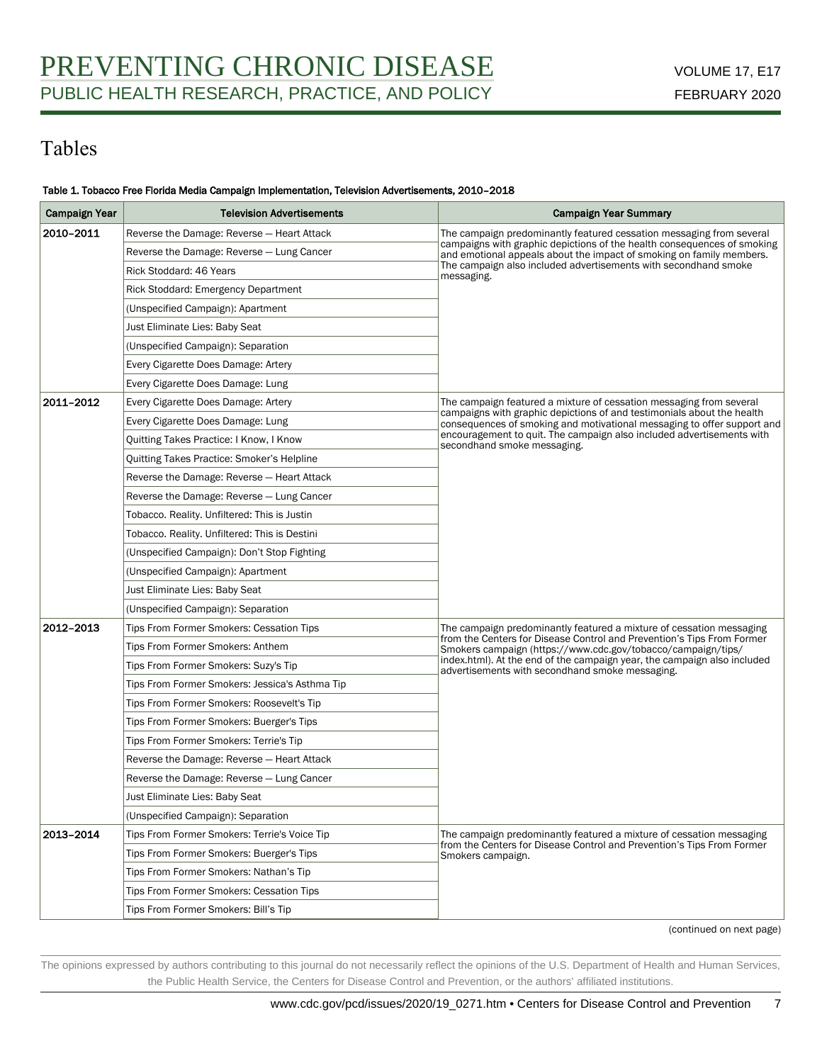# Tables

**Table 1. Tobacco Free Florida Media Campaign Implementation, Television Advertisements, 2010–2018**

| Campaign Year | Television Advertisements | Campaign Year Summary |
| --- | --- | --- |
| **2010–2011** | Reverse the Damage: Reverse — Heart Attack | The campaign predominantly featured cessation messaging from several campaigns with graphic depictions of the health consequences of smoking and emotional appeals about the impact of smoking on family members. The campaign also included advertisements with secondhand smoke messaging. |
| | Reverse the Damage: Reverse — Lung Cancer | |
| | Rick Stoddard: 46 Years | |
| | Rick Stoddard: Emergency Department | |
| | (Unspecified Campaign): Apartment | |
| | Just Eliminate Lies: Baby Seat | |
| | (Unspecified Campaign): Separation | |
| | Every Cigarette Does Damage: Artery | |
| | Every Cigarette Does Damage: Lung | |
| **2011–2012** | Every Cigarette Does Damage: Artery | The campaign featured a mixture of cessation messaging from several campaigns with graphic depictions of and testimonials about the health consequences of smoking and motivational messaging to offer support and encouragement to quit. The campaign also included advertisements with secondhand smoke messaging. |
| | Every Cigarette Does Damage: Lung | |
| | Quitting Takes Practice: I Know, I Know | |
| | Quitting Takes Practice: Smoker's Helpline | |
| | Reverse the Damage: Reverse — Heart Attack | |
| | Reverse the Damage: Reverse — Lung Cancer | |
| | Tobacco. Reality. Unfiltered: This is Justin | |
| | Tobacco. Reality. Unfiltered: This is Destini | |
| | (Unspecified Campaign): Don't Stop Fighting | |
| | (Unspecified Campaign): Apartment | |
| | Just Eliminate Lies: Baby Seat | |
| | (Unspecified Campaign): Separation | |
| **2012–2013** | Tips From Former Smokers: Cessation Tips | The campaign predominantly featured a mixture of cessation messaging from the Centers for Disease Control and Prevention's Tips From Former Smokers campaign (https://www.cdc.gov/tobacco/campaign/tips/index.html). At the end of the campaign year, the campaign also included advertisements with secondhand smoke messaging. |
| | Tips From Former Smokers: Anthem | |
| | Tips From Former Smokers: Suzy's Tip | |
| | Tips From Former Smokers: Jessica's Asthma Tip | |
| | Tips From Former Smokers: Roosevelt's Tip | |
| | Tips From Former Smokers: Buerger's Tips | |
| | Tips From Former Smokers: Terrie's Tip | |
| | Reverse the Damage: Reverse — Heart Attack | |
| | Reverse the Damage: Reverse — Lung Cancer | |
| | Just Eliminate Lies: Baby Seat | |
| | (Unspecified Campaign): Separation | |
| **2013–2014** | Tips From Former Smokers: Terrie's Voice Tip | The campaign predominantly featured a mixture of cessation messaging from the Centers for Disease Control and Prevention's Tips From Former Smokers campaign. |
| | Tips From Former Smokers: Buerger's Tips | |
| | Tips From Former Smokers: Nathan's Tip | |
| | Tips From Former Smokers: Cessation Tips | |
| | Tips From Former Smokers: Bill's Tip | |

(continued on next page)

The opinions expressed by authors contributing to this journal do not necessarily reflect the opinions of the U.S. Department of Health and Human Services, the Public Health Service, the Centers for Disease Control and Prevention, or the authors' affiliated institutions.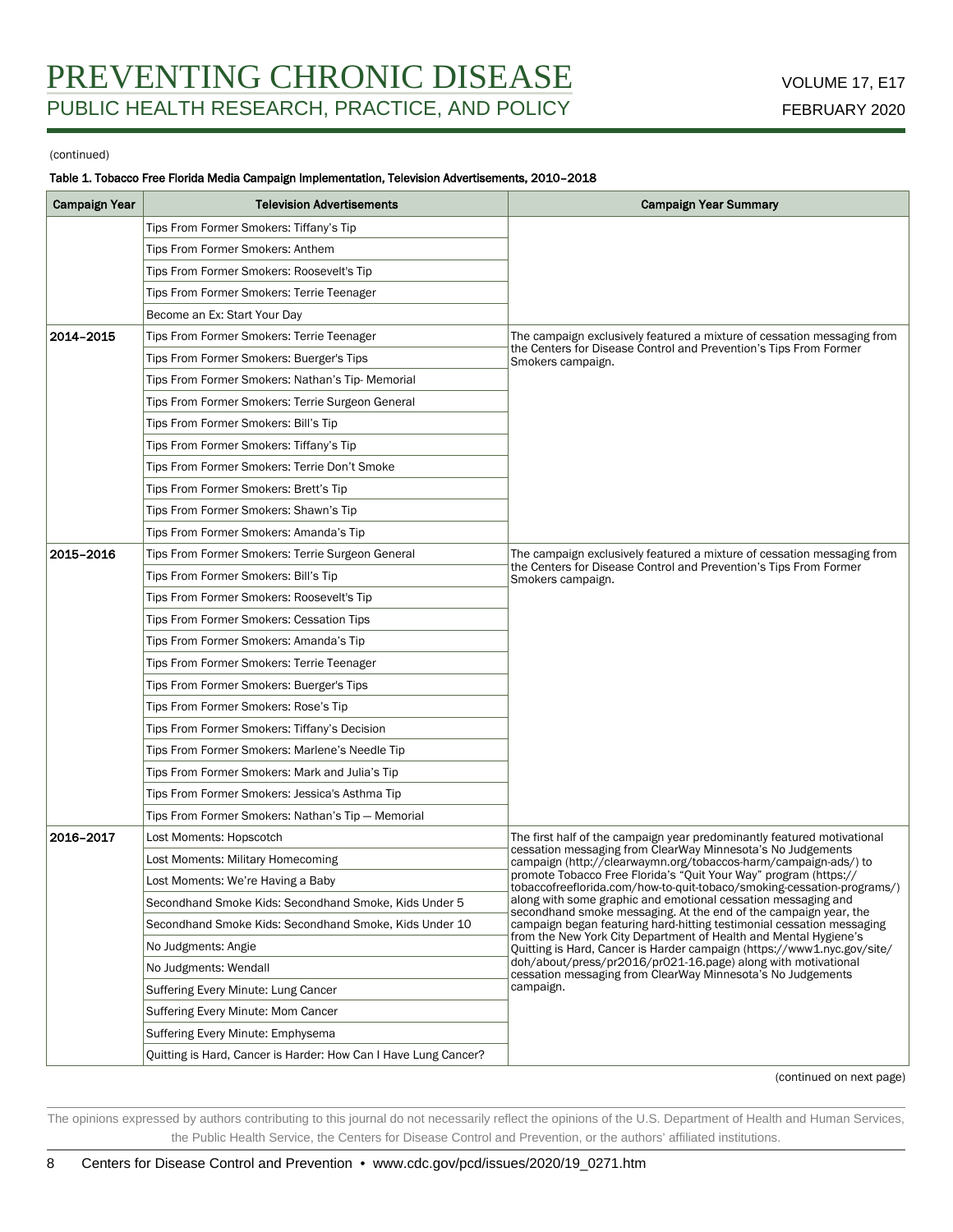(continued)

**Table 1. Tobacco Free Florida Media Campaign Implementation, Television Advertisements, 2010–2018**

| Campaign Year | Television Advertisements | Campaign Year Summary |
|---|---|---|
| | Tips From Former Smokers: Tiffany's Tip | |
| | Tips From Former Smokers: Anthem | |
| | Tips From Former Smokers: Roosevelt's Tip | |
| | Tips From Former Smokers: Terrie Teenager | |
| | Become an Ex: Start Your Day | |
| 2014–2015 | Tips From Former Smokers: Terrie Teenager | The campaign exclusively featured a mixture of cessation messaging from the Centers for Disease Control and Prevention's Tips From Former Smokers campaign. |
| | Tips From Former Smokers: Buerger's Tips | |
| | Tips From Former Smokers: Nathan's Tip- Memorial | |
| | Tips From Former Smokers: Terrie Surgeon General | |
| | Tips From Former Smokers: Bill's Tip | |
| | Tips From Former Smokers: Tiffany's Tip | |
| | Tips From Former Smokers: Terrie Don't Smoke | |
| | Tips From Former Smokers: Brett's Tip | |
| | Tips From Former Smokers: Shawn's Tip | |
| | Tips From Former Smokers: Amanda's Tip | |
| 2015–2016 | Tips From Former Smokers: Terrie Surgeon General | The campaign exclusively featured a mixture of cessation messaging from the Centers for Disease Control and Prevention's Tips From Former Smokers campaign. |
| | Tips From Former Smokers: Bill's Tip | |
| | Tips From Former Smokers: Roosevelt's Tip | |
| | Tips From Former Smokers: Cessation Tips | |
| | Tips From Former Smokers: Amanda's Tip | |
| | Tips From Former Smokers: Terrie Teenager | |
| | Tips From Former Smokers: Buerger's Tips | |
| | Tips From Former Smokers: Rose's Tip | |
| | Tips From Former Smokers: Tiffany's Decision | |
| | Tips From Former Smokers: Marlene's Needle Tip | |
| | Tips From Former Smokers: Mark and Julia's Tip | |
| | Tips From Former Smokers: Jessica's Asthma Tip | |
| | Tips From Former Smokers: Nathan's Tip — Memorial | |
| 2016–2017 | Lost Moments: Hopscotch | The first half of the campaign year predominantly featured motivational cessation messaging from ClearWay Minnesota's No Judgements campaign (http://clearwaymn.org/tobaccos-harm/campaign-ads/) to promote Tobacco Free Florida's "Quit Your Way" program (https://tobaccofreeflorida.com/how-to-quit-tobaco/smoking-cessation-programs/) along with some graphic and emotional cessation messaging and secondhand smoke messaging. At the end of the campaign year, the campaign began featuring hard-hitting testimonial cessation messaging from the New York City Department of Health and Mental Hygiene's Quitting is Hard, Cancer is Harder campaign (https://www1.nyc.gov/site/doh/about/press/pr2016/pr021-16.page) along with motivational cessation messaging from ClearWay Minnesota's No Judgements campaign. |
| | Lost Moments: Military Homecoming | |
| | Lost Moments: We're Having a Baby | |
| | Secondhand Smoke Kids: Secondhand Smoke, Kids Under 5 | |
| | Secondhand Smoke Kids: Secondhand Smoke, Kids Under 10 | |
| | No Judgments: Angie | |
| | No Judgments: Wendall | |
| | Suffering Every Minute: Lung Cancer | |
| | Suffering Every Minute: Mom Cancer | |
| | Suffering Every Minute: Emphysema | |
| | Quitting is Hard, Cancer is Harder: How Can I Have Lung Cancer? | |

(continued on next page)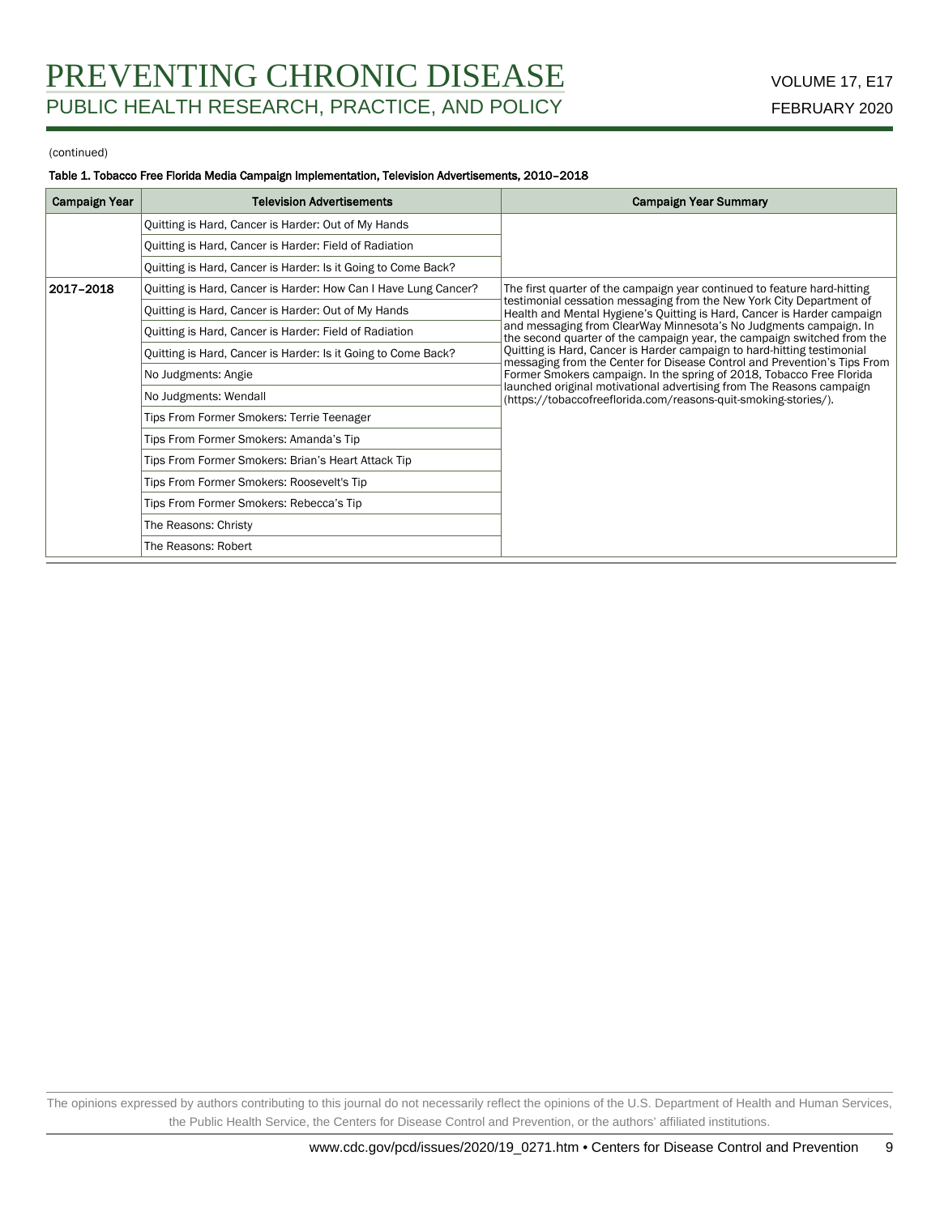(continued)

**Table 1. Tobacco Free Florida Media Campaign Implementation, Television Advertisements, 2010–2018**

| Campaign Year | Television Advertisements | Campaign Year Summary |
| --- | --- | --- |
| | Quitting is Hard, Cancer is Harder: Out of My Hands | |
| | Quitting is Hard, Cancer is Harder: Field of Radiation | |
| | Quitting is Hard, Cancer is Harder: Is it Going to Come Back? | |
| **2017–2018** | Quitting is Hard, Cancer is Harder: How Can I Have Lung Cancer? | The first quarter of the campaign year continued to feature hard-hitting testimonial cessation messaging from the New York City Department of Health and Mental Hygiene's Quitting is Hard, Cancer is Harder campaign and messaging from ClearWay Minnesota's No Judgments campaign. In the second quarter of the campaign year, the campaign switched from the Quitting is Hard, Cancer is Harder campaign to hard-hitting testimonial messaging from the Center for Disease Control and Prevention's Tips From Former Smokers campaign. In the spring of 2018, Tobacco Free Florida launched original motivational advertising from The Reasons campaign (https://tobaccofreeflorida.com/reasons-quit-smoking-stories/). |
| | Quitting is Hard, Cancer is Harder: Out of My Hands | |
| | Quitting is Hard, Cancer is Harder: Field of Radiation | |
| | Quitting is Hard, Cancer is Harder: Is it Going to Come Back? | |
| | No Judgments: Angie | |
| | No Judgments: Wendall | |
| | Tips From Former Smokers: Terrie Teenager | |
| | Tips From Former Smokers: Amanda's Tip | |
| | Tips From Former Smokers: Brian's Heart Attack Tip | |
| | Tips From Former Smokers: Roosevelt's Tip | |
| | Tips From Former Smokers: Rebecca's Tip | |
| | The Reasons: Christy | |
| | The Reasons: Robert | |

The opinions expressed by authors contributing to this journal do not necessarily reflect the opinions of the U.S. Department of Health and Human Services, the Public Health Service, the Centers for Disease Control and Prevention, or the authors' affiliated institutions.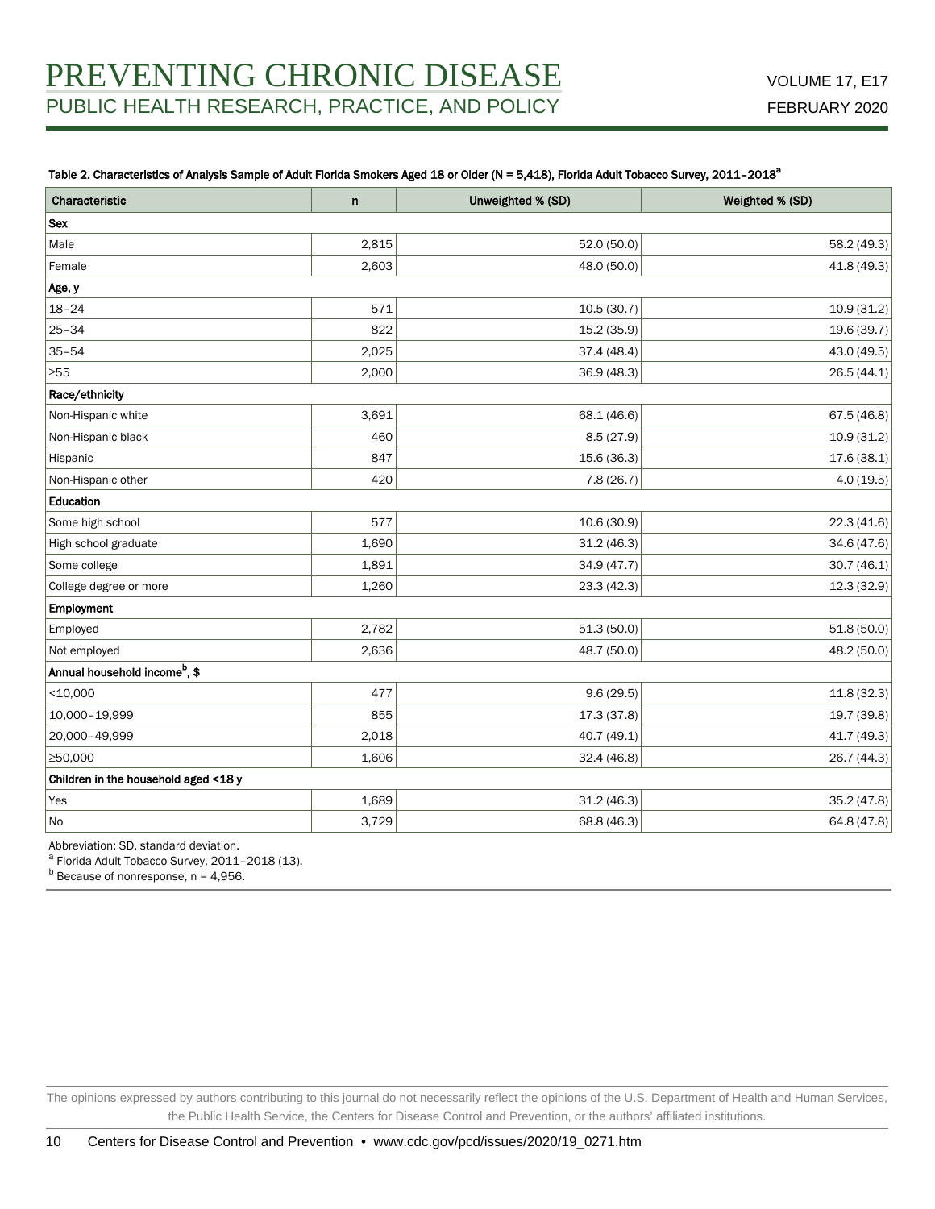Table 2. Characteristics of Analysis Sample of Adult Florida Smokers Aged 18 or Older (N = 5,418), Florida Adult Tobacco Survey, 2011–2018[a]

| Characteristic | n | Unweighted % (SD) | Weighted % (SD) |
|---|---|---|---|
| **Sex** | | | |
| Male | 2,815 | 52.0 (50.0) | 58.2 (49.3) |
| Female | 2,603 | 48.0 (50.0) | 41.8 (49.3) |
| **Age, y** | | | |
| 18–24 | 571 | 10.5 (30.7) | 10.9 (31.2) |
| 25–34 | 822 | 15.2 (35.9) | 19.6 (39.7) |
| 35–54 | 2,025 | 37.4 (48.4) | 43.0 (49.5) |
| ≥55 | 2,000 | 36.9 (48.3) | 26.5 (44.1) |
| **Race/ethnicity** | | | |
| Non-Hispanic white | 3,691 | 68.1 (46.6) | 67.5 (46.8) |
| Non-Hispanic black | 460 | 8.5 (27.9) | 10.9 (31.2) |
| Hispanic | 847 | 15.6 (36.3) | 17.6 (38.1) |
| Non-Hispanic other | 420 | 7.8 (26.7) | 4.0 (19.5) |
| **Education** | | | |
| Some high school | 577 | 10.6 (30.9) | 22.3 (41.6) |
| High school graduate | 1,690 | 31.2 (46.3) | 34.6 (47.6) |
| Some college | 1,891 | 34.9 (47.7) | 30.7 (46.1) |
| College degree or more | 1,260 | 23.3 (42.3) | 12.3 (32.9) |
| **Employment** | | | |
| Employed | 2,782 | 51.3 (50.0) | 51.8 (50.0) |
| Not employed | 2,636 | 48.7 (50.0) | 48.2 (50.0) |
| **Annual household income[b], $** | | | |
| <10,000 | 477 | 9.6 (29.5) | 11.8 (32.3) |
| 10,000–19,999 | 855 | 17.3 (37.8) | 19.7 (39.8) |
| 20,000–49,999 | 2,018 | 40.7 (49.1) | 41.7 (49.3) |
| ≥50,000 | 1,606 | 32.4 (46.8) | 26.7 (44.3) |
| **Children in the household aged <18 y** | | | |
| Yes | 1,689 | 31.2 (46.3) | 35.2 (47.8) |
| No | 3,729 | 68.8 (46.3) | 64.8 (47.8) |

Abbreviation: SD, standard deviation.

[a] Florida Adult Tobacco Survey, 2011–2018 (13).

[b] Because of nonresponse, n = 4,956.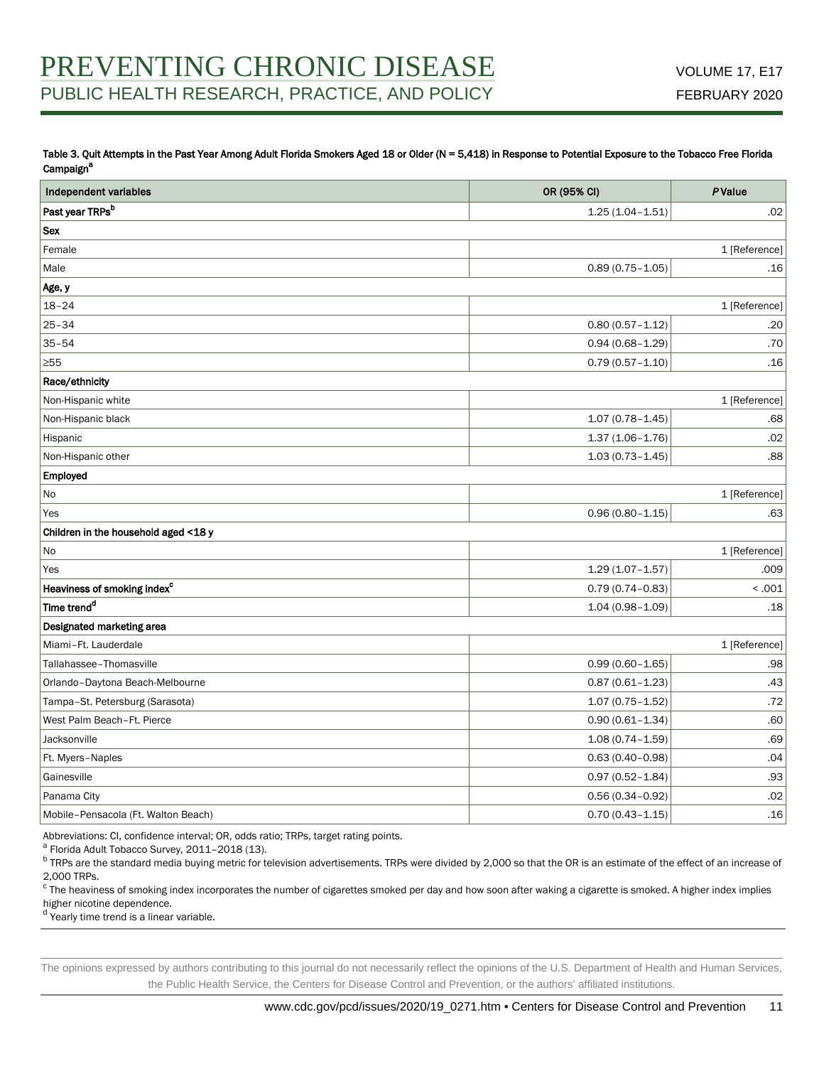Table 3. Quit Attempts in the Past Year Among Adult Florida Smokers Aged 18 or Older (N = 5,418) in Response to Potential Exposure to the Tobacco Free Florida Campaign[a]

| Independent variables | OR (95% CI) | *P* Value |
| --- | --- | --- |
| **Past year TRPs[b]** | 1.25 (1.04–1.51) | .02 |
| **Sex** | | |
| Female | 1 [Reference] | |
| Male | 0.89 (0.75–1.05) | .16 |
| **Age, y** | | |
| 18–24 | 1 [Reference] | |
| 25–34 | 0.80 (0.57–1.12) | .20 |
| 35–54 | 0.94 (0.68–1.29) | .70 |
| ≥55 | 0.79 (0.57–1.10) | .16 |
| **Race/ethnicity** | | |
| Non-Hispanic white | 1 [Reference] | |
| Non-Hispanic black | 1.07 (0.78–1.45) | .68 |
| Hispanic | 1.37 (1.06–1.76) | .02 |
| Non-Hispanic other | 1.03 (0.73–1.45) | .88 |
| **Employed** | | |
| No | 1 [Reference] | |
| Yes | 0.96 (0.80–1.15) | .63 |
| **Children in the household aged <18 y** | | |
| No | 1 [Reference] | |
| Yes | 1.29 (1.07–1.57) | .009 |
| **Heaviness of smoking index[c]** | 0.79 (0.74–0.83) | < .001 |
| **Time trend[d]** | 1.04 (0.98–1.09) | .18 |
| **Designated marketing area** | | |
| Miami–Ft. Lauderdale | 1 [Reference] | |
| Tallahassee–Thomasville | 0.99 (0.60–1.65) | .98 |
| Orlando–Daytona Beach-Melbourne | 0.87 (0.61–1.23) | .43 |
| Tampa–St. Petersburg (Sarasota) | 1.07 (0.75–1.52) | .72 |
| West Palm Beach–Ft. Pierce | 0.90 (0.61–1.34) | .60 |
| Jacksonville | 1.08 (0.74–1.59) | .69 |
| Ft. Myers–Naples | 0.63 (0.40–0.98) | .04 |
| Gainesville | 0.97 (0.52–1.84) | .93 |
| Panama City | 0.56 (0.34–0.92) | .02 |
| Mobile–Pensacola (Ft. Walton Beach) | 0.70 (0.43–1.15) | .16 |

Abbreviations: CI, confidence interval; OR, odds ratio; TRPs, target rating points.

[a] Florida Adult Tobacco Survey, 2011–2018 (13).

[b] TRPs are the standard media buying metric for television advertisements. TRPs were divided by 2,000 so that the OR is an estimate of the effect of an increase of 2,000 TRPs.

[c] The heaviness of smoking index incorporates the number of cigarettes smoked per day and how soon after waking a cigarette is smoked. A higher index implies higher nicotine dependence.

[d] Yearly time trend is a linear variable.

The opinions expressed by authors contributing to this journal do not necessarily reflect the opinions of the U.S. Department of Health and Human Services, the Public Health Service, the Centers for Disease Control and Prevention, or the authors' affiliated institutions.